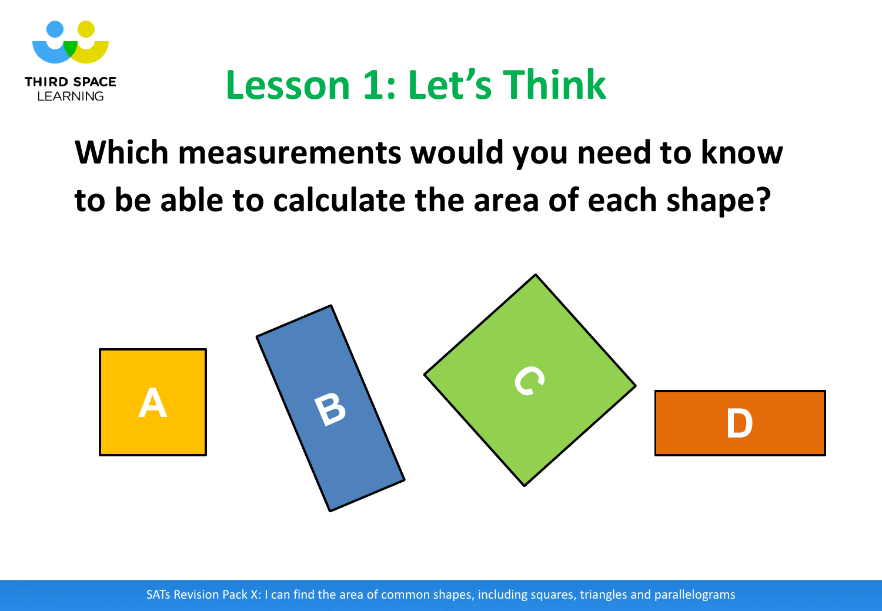# Lesson 1: Let's Think

**Which measurements would you need to know to be able to calculate the area of each shape?**

A

B

C

D

SATs Revision Pack X: I can find the area of common shapes, including squares, triangles and parallelograms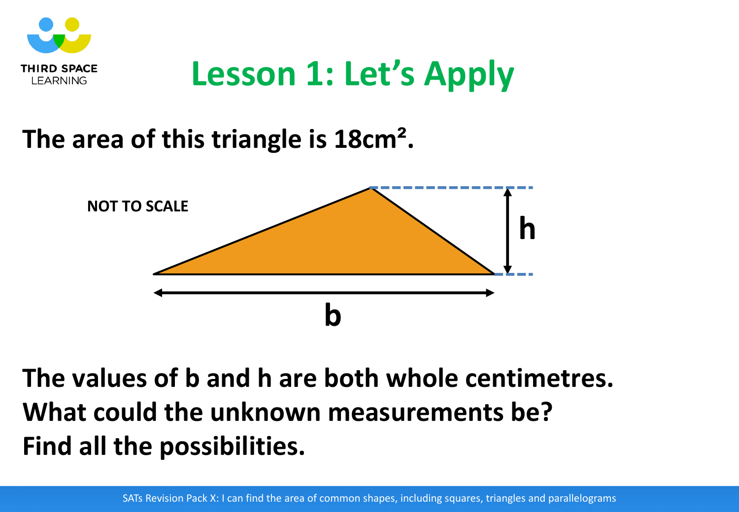# Lesson 1: Let's Apply

**The area of this triangle is $18cm^2$.**

NOT TO SCALE

h

b

**The values of b and h are both whole centimetres.**
**What could the unknown measurements be?**
**Find all the possibilities.**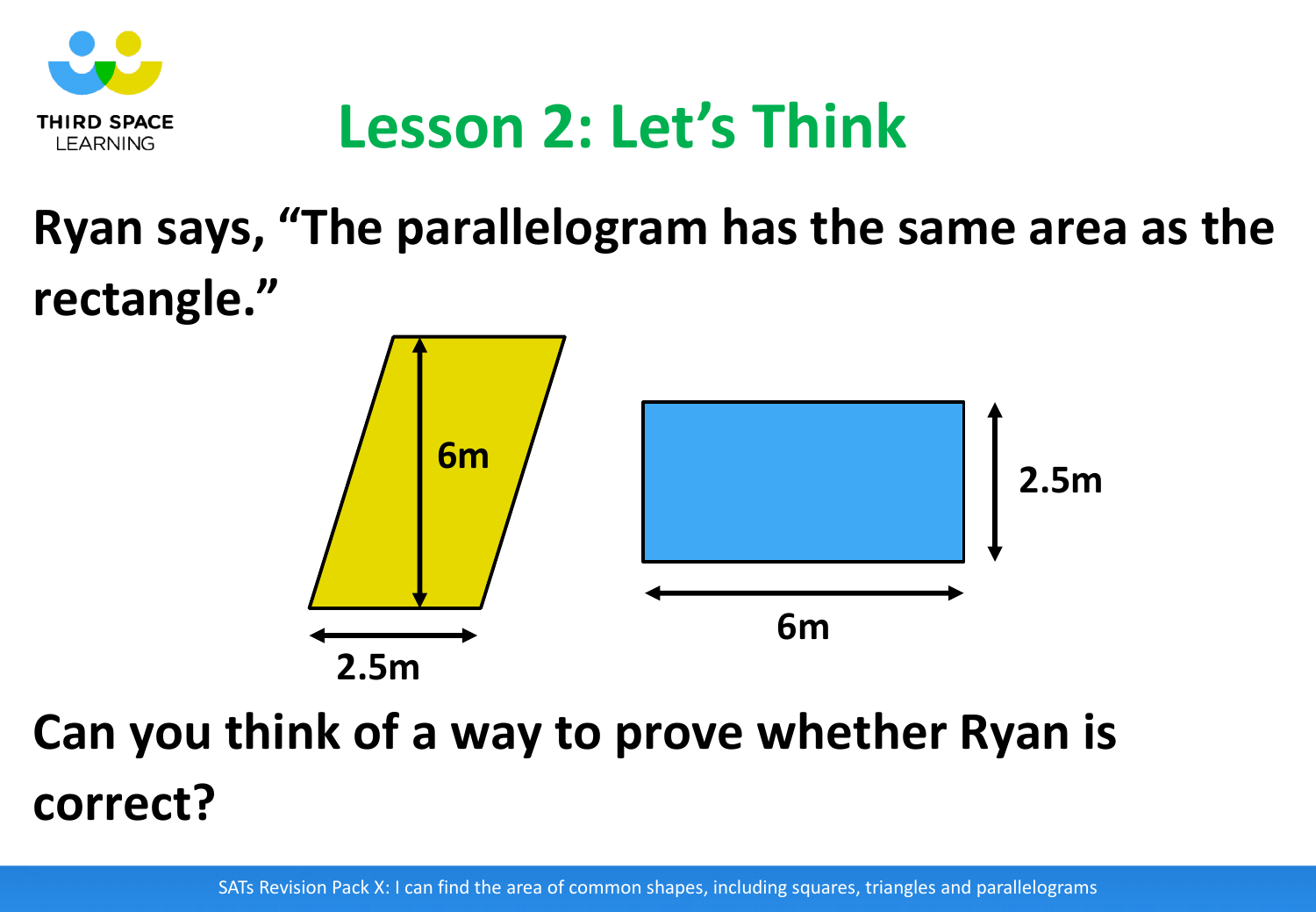# Lesson 2: Let's Think

**Ryan says, "The parallelogram has the same area as the rectangle."**

6m

2.5m

2.5m

6m

**Can you think of a way to prove whether Ryan is correct?**

SATs Revision Pack X: I can find the area of common shapes, including squares, triangles and parallelograms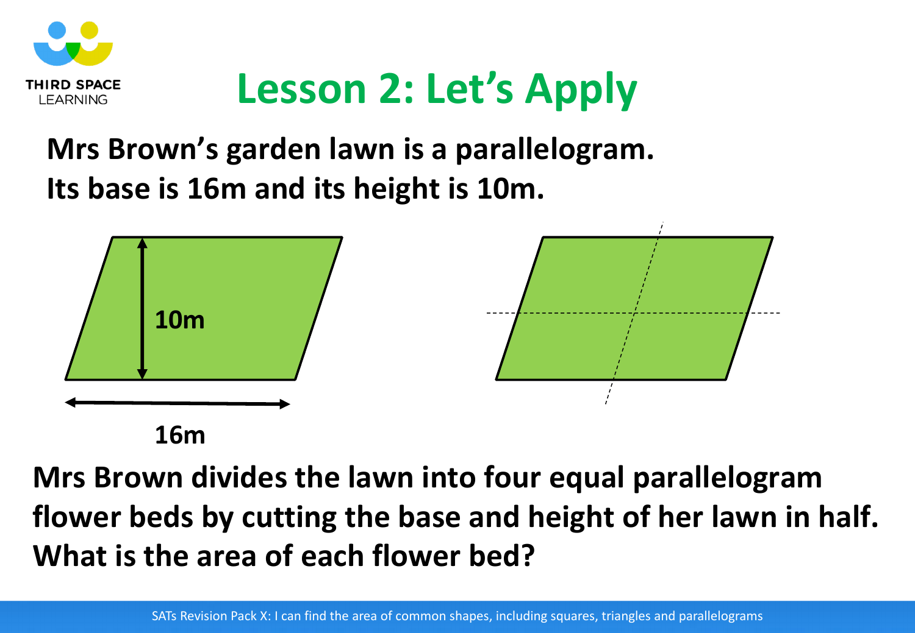# Lesson 2: Let's Apply

**Mrs Brown's garden lawn is a parallelogram. Its base is 16m and its height is 10m.**

10m

16m

**Mrs Brown divides the lawn into four equal parallelogram flower beds by cutting the base and height of her lawn in half. What is the area of each flower bed?**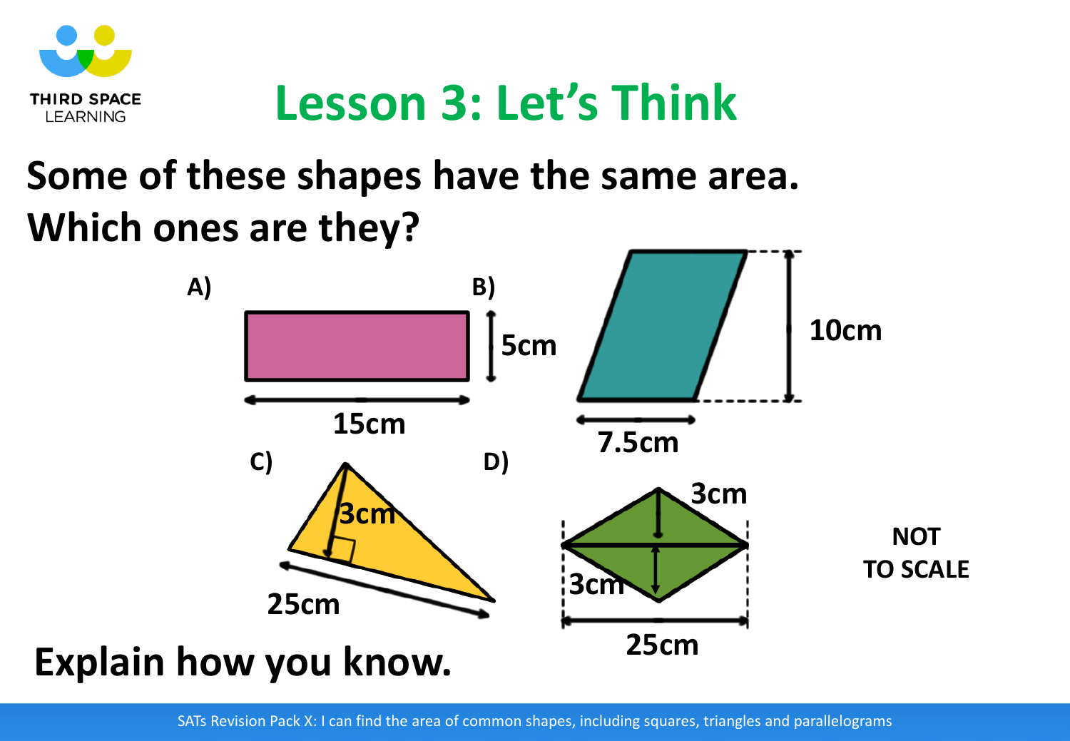# Lesson 3: Let's Think

**Some of these shapes have the same area. Which ones are they?**

A) 15cm, 5cm

B) 7.5cm, 10cm

C) 3cm, 25cm

D) 3cm, 3cm, 25cm

NOT TO SCALE

**Explain how you know.**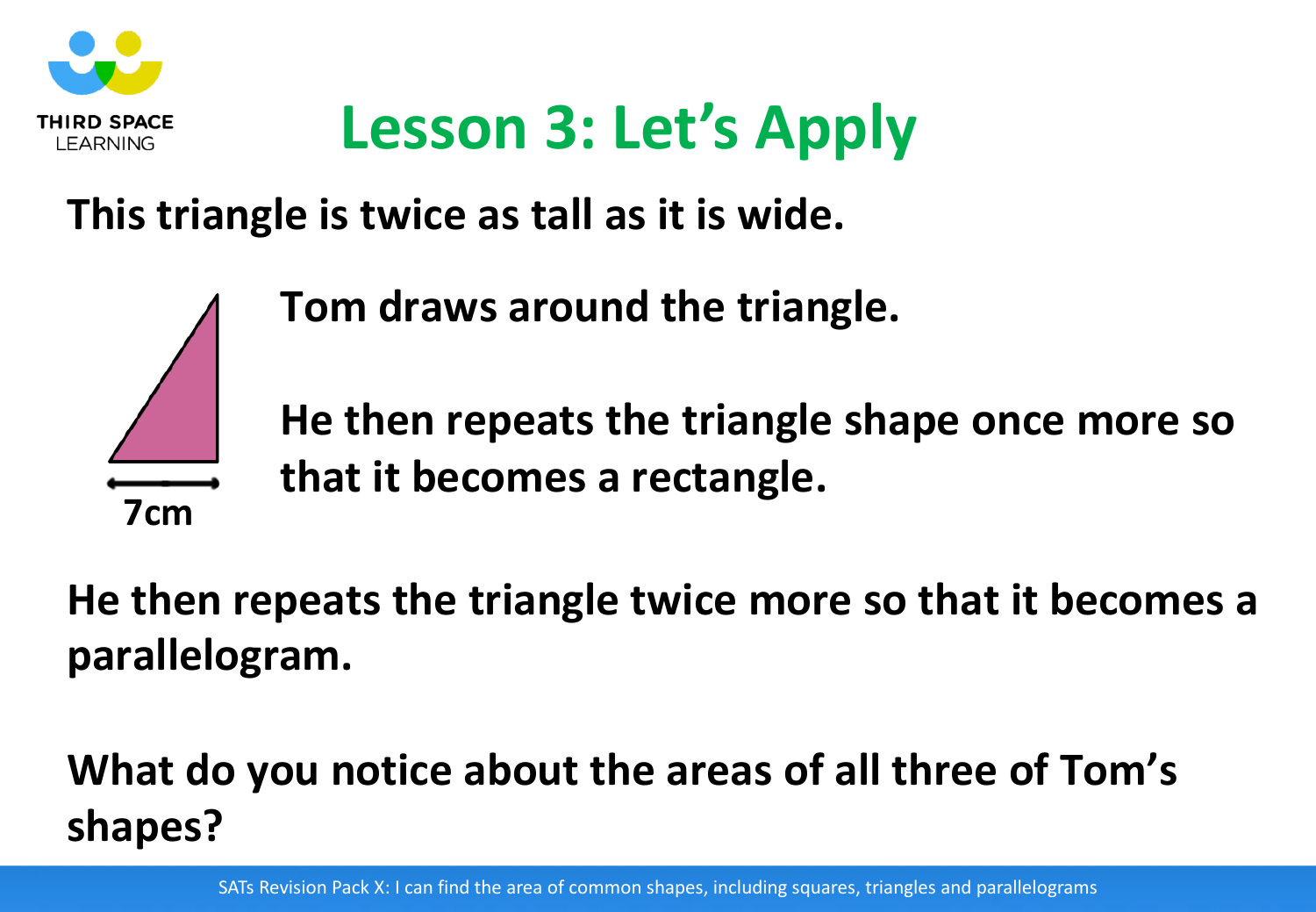# Lesson 3: Let's Apply

**This triangle is twice as tall as it is wide.**

7cm

**Tom draws around the triangle.**

**He then repeats the triangle shape once more so that it becomes a rectangle.**

**He then repeats the triangle twice more so that it becomes a parallelogram.**

**What do you notice about the areas of all three of Tom's shapes?**

SATs Revision Pack X: I can find the area of common shapes, including squares, triangles and parallelograms